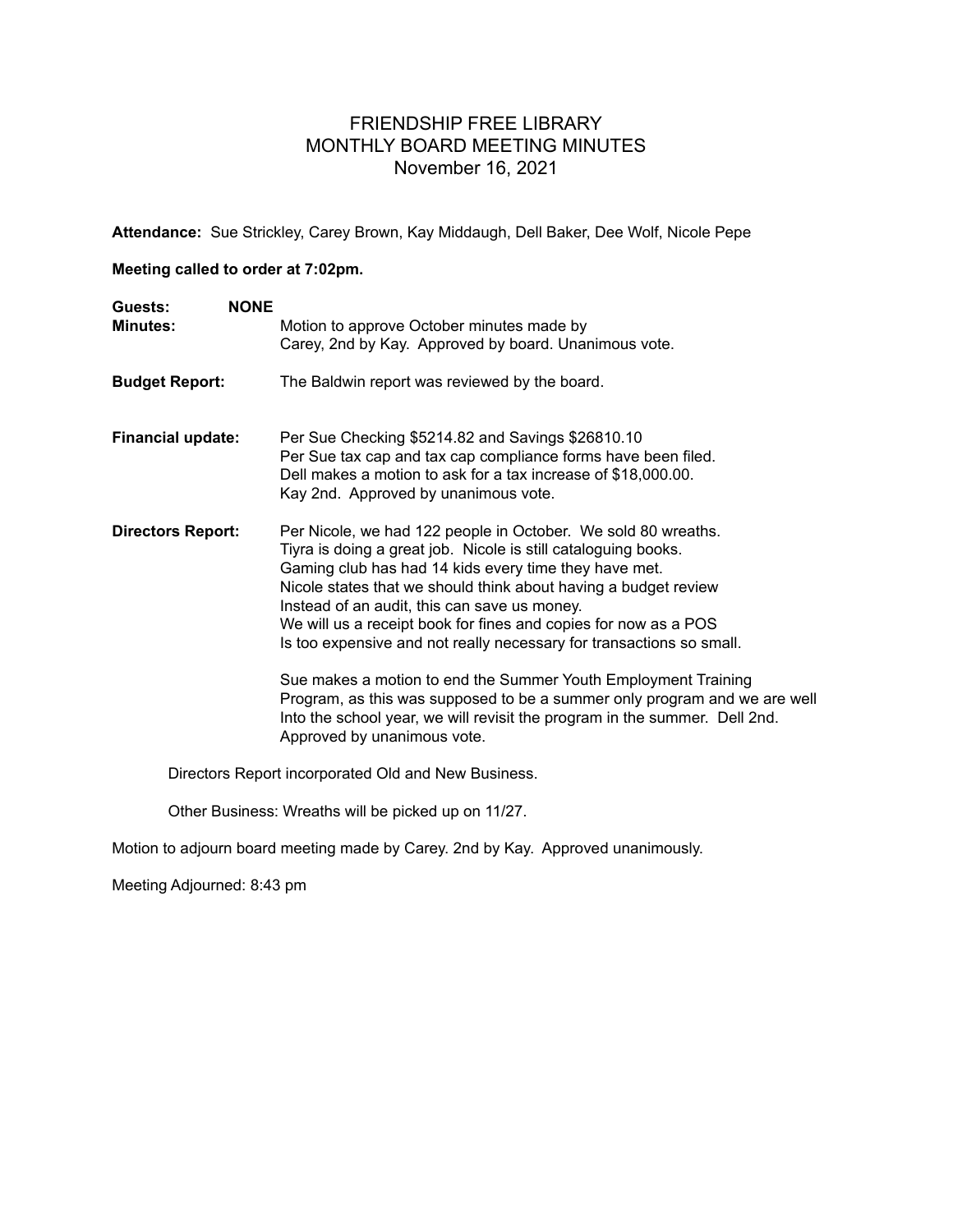# FRIENDSHIP FREE LIBRARY
## MONTHLY BOARD MEETING MINUTES
### November 16, 2021

**Attendance:** Sue Strickley, Carey Brown, Kay Middaugh, Dell Baker, Dee Wolf, Nicole Pepe

**Meeting called to order at 7:02pm.**

**Guests:** **NONE**

**Minutes:** Motion to approve October minutes made by Carey, 2nd by Kay. Approved by board. Unanimous vote.

**Budget Report:** The Baldwin report was reviewed by the board.

**Financial update:** Per Sue Checking $5214.82 and Savings $26810.10
Per Sue tax cap and tax cap compliance forms have been filed.
Dell makes a motion to ask for a tax increase of $18,000.00.
Kay 2nd. Approved by unanimous vote.

**Directors Report:** Per Nicole, we had 122 people in October. We sold 80 wreaths.
Tiyra is doing a great job. Nicole is still cataloguing books.
Gaming club has had 14 kids every time they have met.
Nicole states that we should think about having a budget review
Instead of an audit, this can save us money.
We will us a receipt book for fines and copies for now as a POS
Is too expensive and not really necessary for transactions so small.

Sue makes a motion to end the Summer Youth Employment Training Program, as this was supposed to be a summer only program and we are well Into the school year, we will revisit the program in the summer. Dell 2nd. Approved by unanimous vote.

Directors Report incorporated Old and New Business.

Other Business: Wreaths will be picked up on 11/27.

Motion to adjourn board meeting made by Carey. 2nd by Kay. Approved unanimously.

Meeting Adjourned: 8:43 pm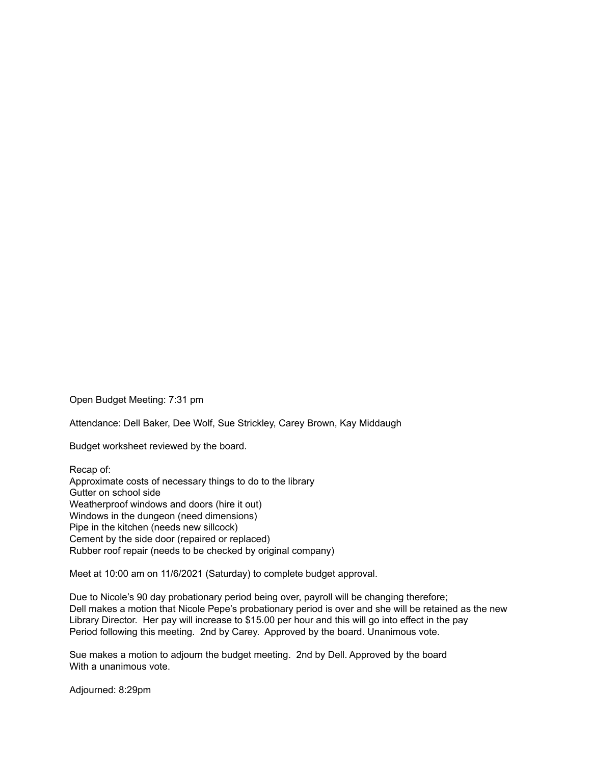Open Budget Meeting: 7:31 pm

Attendance: Dell Baker, Dee Wolf, Sue Strickley, Carey Brown, Kay Middaugh

Budget worksheet reviewed by the board.

Recap of:
Approximate costs of necessary things to do to the library
Gutter on school side
Weatherproof windows and doors (hire it out)
Windows in the dungeon (need dimensions)
Pipe in the kitchen (needs new sillcock)
Cement by the side door (repaired or replaced)
Rubber roof repair (needs to be checked by original company)

Meet at 10:00 am on 11/6/2021 (Saturday) to complete budget approval.

Due to Nicole's 90 day probationary period being over, payroll will be changing therefore;
Dell makes a motion that Nicole Pepe's probationary period is over and she will be retained as the new Library Director. Her pay will increase to $15.00 per hour and this will go into effect in the pay Period following this meeting. 2nd by Carey. Approved by the board. Unanimous vote.

Sue makes a motion to adjourn the budget meeting. 2nd by Dell. Approved by the board With a unanimous vote.

Adjourned: 8:29pm